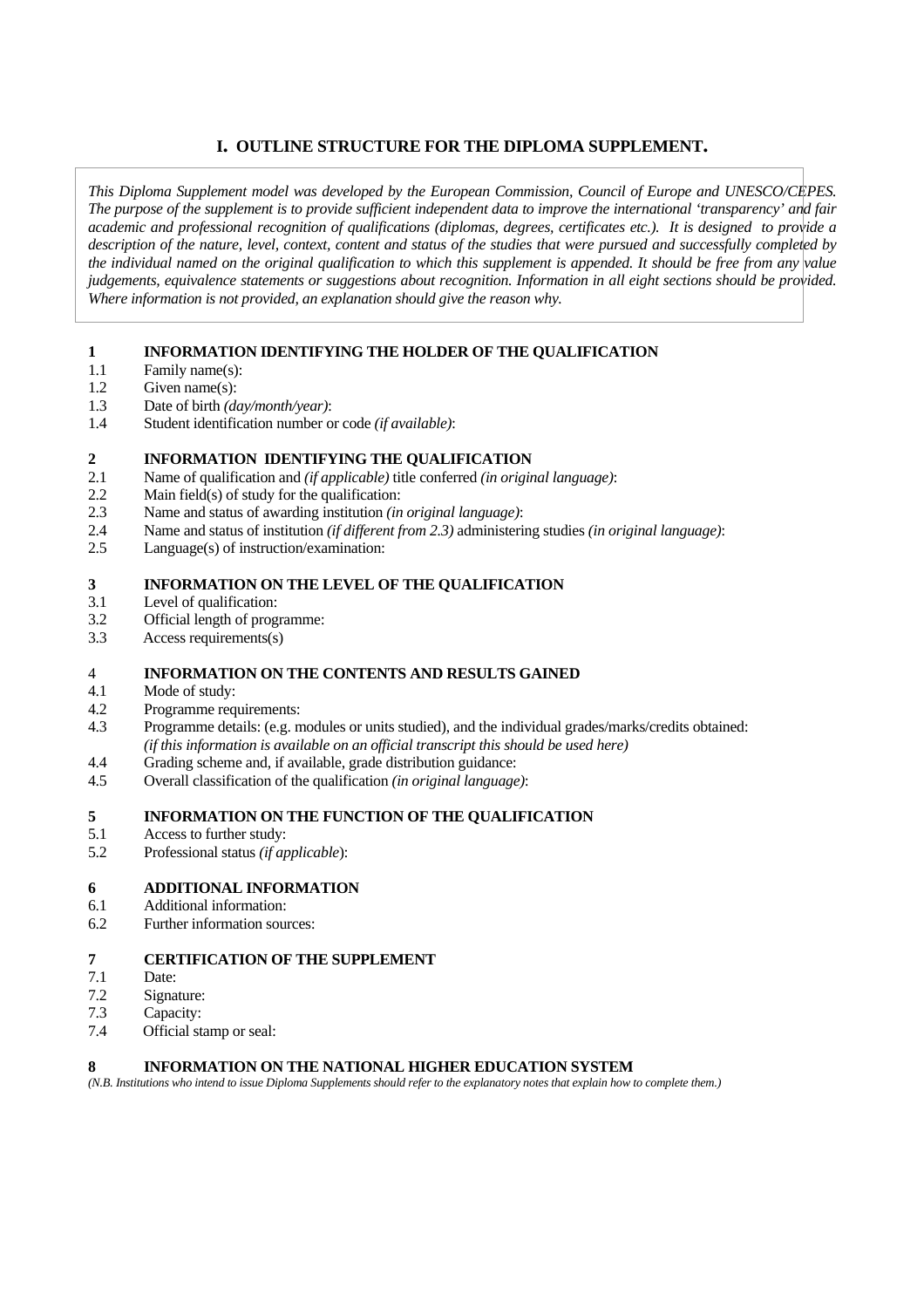## I. OUTLINE STRUCTURE FOR THE DIPLOMA SUPPLEMENT.

*This Diploma Supplement model was developed by the European Commission, Council of Europe and UNESCO/CEPES. The purpose of the supplement is to provide sufficient independent data to improve the international 'transparency' and fair academic and professional recognition of qualifications (diplomas, degrees, certificates etc.). It is designed to provide a description of the nature, level, context, content and status of the studies that were pursued and successfully completed by the individual named on the original qualification to which this supplement is appended. It should be free from any value judgements, equivalence statements or suggestions about recognition. Information in all eight sections should be provided. Where information is not provided, an explanation should give the reason why.*

### 1 INFORMATION IDENTIFYING THE HOLDER OF THE QUALIFICATION

1.1 Family name(s):
1.2 Given name(s):
1.3 Date of birth *(day/month/year)*:
1.4 Student identification number or code *(if available)*:

### 2 INFORMATION IDENTIFYING THE QUALIFICATION

2.1 Name of qualification and *(if applicable)* title conferred *(in original language)*:
2.2 Main field(s) of study for the qualification:
2.3 Name and status of awarding institution *(in original language)*:
2.4 Name and status of institution *(if different from 2.3)* administering studies *(in original language)*:
2.5 Language(s) of instruction/examination:

### 3 INFORMATION ON THE LEVEL OF THE QUALIFICATION

3.1 Level of qualification:
3.2 Official length of programme:
3.3 Access requirements(s)

### 4 INFORMATION ON THE CONTENTS AND RESULTS GAINED

4.1 Mode of study:
4.2 Programme requirements:
4.3 Programme details: (e.g. modules or units studied), and the individual grades/marks/credits obtained: *(if this information is available on an official transcript this should be used here)*
4.4 Grading scheme and, if available, grade distribution guidance:
4.5 Overall classification of the qualification *(in original language)*:

### 5 INFORMATION ON THE FUNCTION OF THE QUALIFICATION

5.1 Access to further study:
5.2 Professional status *(if applicable)*:

### 6 ADDITIONAL INFORMATION

6.1 Additional information:
6.2 Further information sources:

### 7 CERTIFICATION OF THE SUPPLEMENT

7.1 Date:
7.2 Signature:
7.3 Capacity:
7.4 Official stamp or seal:

### 8 INFORMATION ON THE NATIONAL HIGHER EDUCATION SYSTEM

*(N.B. Institutions who intend to issue Diploma Supplements should refer to the explanatory notes that explain how to complete them.)*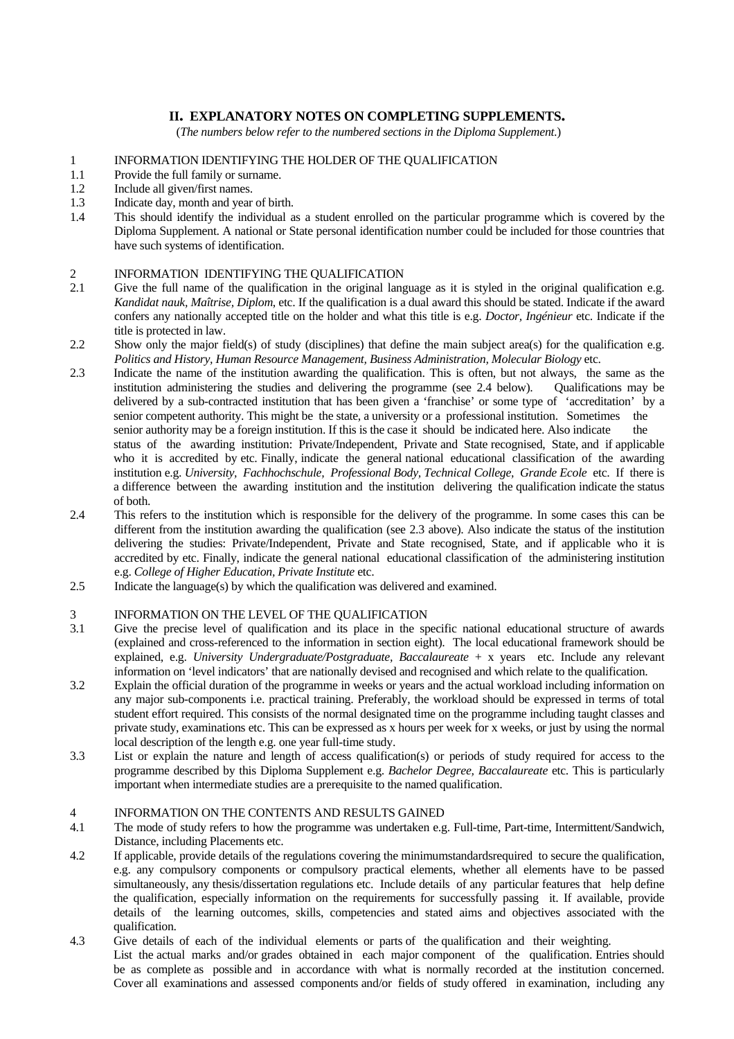## II. EXPLANATORY NOTES ON COMPLETING SUPPLEMENTS.

(*The numbers below refer to the numbered sections in the Diploma Supplement.*)

1 INFORMATION IDENTIFYING THE HOLDER OF THE QUALIFICATION

1.1 Provide the full family or surname.

1.2 Include all given/first names.

1.3 Indicate day, month and year of birth.

1.4 This should identify the individual as a student enrolled on the particular programme which is covered by the Diploma Supplement. A national or State personal identification number could be included for those countries that have such systems of identification.

2 INFORMATION IDENTIFYING THE QUALIFICATION

2.1 Give the full name of the qualification in the original language as it is styled in the original qualification e.g. *Kandidat nauk, Maîtrise, Diplom*, etc. If the qualification is a dual award this should be stated. Indicate if the award confers any nationally accepted title on the holder and what this title is e.g. *Doctor, Ingénieur* etc. Indicate if the title is protected in law.

2.2 Show only the major field(s) of study (disciplines) that define the main subject area(s) for the qualification e.g. *Politics and History, Human Resource Management, Business Administration, Molecular Biology* etc.

2.3 Indicate the name of the institution awarding the qualification. This is often, but not always, the same as the institution administering the studies and delivering the programme (see 2.4 below). Qualifications may be delivered by a sub-contracted institution that has been given a 'franchise' or some type of 'accreditation' by a senior competent authority. This might be the state, a university or a professional institution. Sometimes the senior authority may be a foreign institution. If this is the case it should be indicated here. Also indicate the status of the awarding institution: Private/Independent, Private and State recognised, State, and if applicable who it is accredited by etc. Finally, indicate the general national educational classification of the awarding institution e.g. *University, Fachhochschule, Professional Body, Technical College, Grande Ecole* etc. If there is a difference between the awarding institution and the institution delivering the qualification indicate the status of both.

2.4 This refers to the institution which is responsible for the delivery of the programme. In some cases this can be different from the institution awarding the qualification (see 2.3 above). Also indicate the status of the institution delivering the studies: Private/Independent, Private and State recognised, State, and if applicable who it is accredited by etc. Finally, indicate the general national educational classification of the administering institution e.g. *College of Higher Education, Private Institute* etc.

2.5 Indicate the language(s) by which the qualification was delivered and examined.

3 INFORMATION ON THE LEVEL OF THE QUALIFICATION

3.1 Give the precise level of qualification and its place in the specific national educational structure of awards (explained and cross-referenced to the information in section eight). The local educational framework should be explained, e.g. *University Undergraduate/Postgraduate, Baccalaureate* + x years etc. Include any relevant information on 'level indicators' that are nationally devised and recognised and which relate to the qualification.

3.2 Explain the official duration of the programme in weeks or years and the actual workload including information on any major sub-components i.e. practical training. Preferably, the workload should be expressed in terms of total student effort required. This consists of the normal designated time on the programme including taught classes and private study, examinations etc. This can be expressed as x hours per week for x weeks, or just by using the normal local description of the length e.g. one year full-time study.

3.3 List or explain the nature and length of access qualification(s) or periods of study required for access to the programme described by this Diploma Supplement e.g. *Bachelor Degree, Baccalaureate* etc. This is particularly important when intermediate studies are a prerequisite to the named qualification.

4 INFORMATION ON THE CONTENTS AND RESULTS GAINED

4.1 The mode of study refers to how the programme was undertaken e.g. Full-time, Part-time, Intermittent/Sandwich, Distance, including Placements etc.

4.2 If applicable, provide details of the regulations covering the minimumstandardsrequired to secure the qualification, e.g. any compulsory components or compulsory practical elements, whether all elements have to be passed simultaneously, any thesis/dissertation regulations etc. Include details of any particular features that help define the qualification, especially information on the requirements for successfully passing it. If available, provide details of the learning outcomes, skills, competencies and stated aims and objectives associated with the qualification.

4.3 Give details of each of the individual elements or parts of the qualification and their weighting.
List the actual marks and/or grades obtained in each major component of the qualification. Entries should be as complete as possible and in accordance with what is normally recorded at the institution concerned. Cover all examinations and assessed components and/or fields of study offered in examination, including any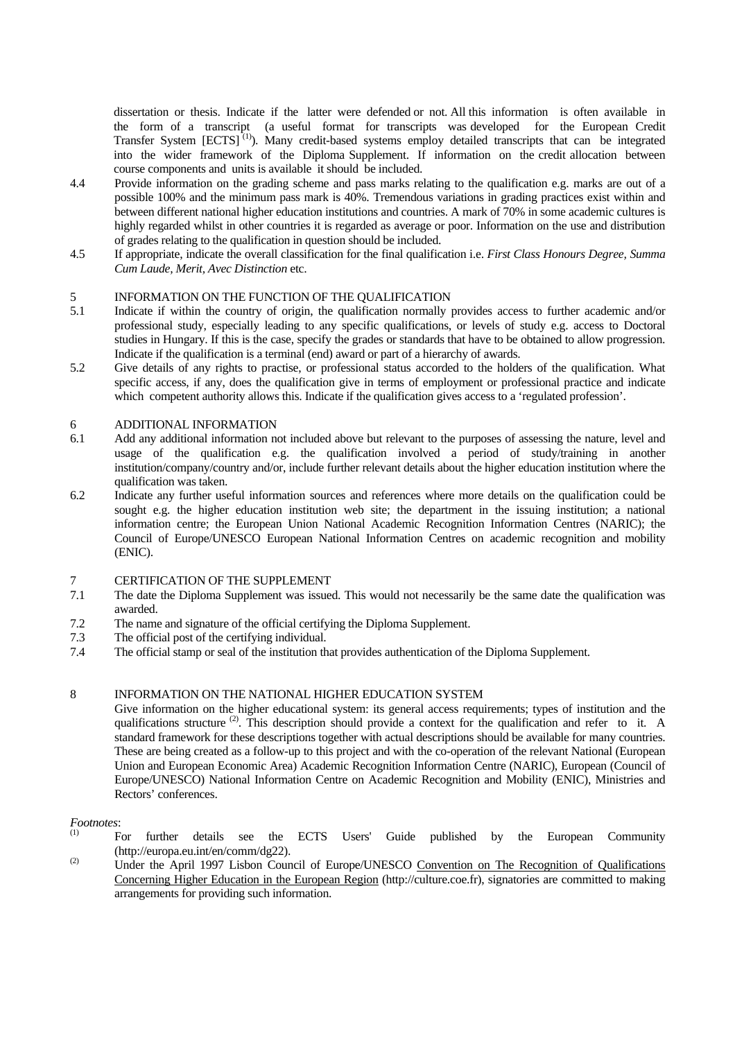dissertation or thesis. Indicate if the latter were defended or not. All this information is often available in the form of a transcript (a useful format for transcripts was developed for the European Credit Transfer System [ECTS] [(1)]). Many credit-based systems employ detailed transcripts that can be integrated into the wider framework of the Diploma Supplement. If information on the credit allocation between course components and units is available it should be included.

4.4 Provide information on the grading scheme and pass marks relating to the qualification e.g. marks are out of a possible 100% and the minimum pass mark is 40%. Tremendous variations in grading practices exist within and between different national higher education institutions and countries. A mark of 70% in some academic cultures is highly regarded whilst in other countries it is regarded as average or poor. Information on the use and distribution of grades relating to the qualification in question should be included.

4.5 If appropriate, indicate the overall classification for the final qualification i.e. *First Class Honours Degree, Summa Cum Laude, Merit, Avec Distinction* etc.

## 5 INFORMATION ON THE FUNCTION OF THE QUALIFICATION

5.1 Indicate if within the country of origin, the qualification normally provides access to further academic and/or professional study, especially leading to any specific qualifications, or levels of study e.g. access to Doctoral studies in Hungary. If this is the case, specify the grades or standards that have to be obtained to allow progression. Indicate if the qualification is a terminal (end) award or part of a hierarchy of awards.

5.2 Give details of any rights to practise, or professional status accorded to the holders of the qualification. What specific access, if any, does the qualification give in terms of employment or professional practice and indicate which competent authority allows this. Indicate if the qualification gives access to a 'regulated profession'.

## 6 ADDITIONAL INFORMATION

6.1 Add any additional information not included above but relevant to the purposes of assessing the nature, level and usage of the qualification e.g. the qualification involved a period of study/training in another institution/company/country and/or, include further relevant details about the higher education institution where the qualification was taken.

6.2 Indicate any further useful information sources and references where more details on the qualification could be sought e.g. the higher education institution web site; the department in the issuing institution; a national information centre; the European Union National Academic Recognition Information Centres (NARIC); the Council of Europe/UNESCO European National Information Centres on academic recognition and mobility (ENIC).

## 7 CERTIFICATION OF THE SUPPLEMENT

7.1 The date the Diploma Supplement was issued. This would not necessarily be the same date the qualification was awarded.

7.2 The name and signature of the official certifying the Diploma Supplement.

7.3 The official post of the certifying individual.

7.4 The official stamp or seal of the institution that provides authentication of the Diploma Supplement.

## 8 INFORMATION ON THE NATIONAL HIGHER EDUCATION SYSTEM

Give information on the higher educational system: its general access requirements; types of institution and the qualifications structure [(2)]. This description should provide a context for the qualification and refer to it. A standard framework for these descriptions together with actual descriptions should be available for many countries. These are being created as a follow-up to this project and with the co-operation of the relevant National (European Union and European Economic Area) Academic Recognition Information Centre (NARIC), European (Council of Europe/UNESCO) National Information Centre on Academic Recognition and Mobility (ENIC), Ministries and Rectors' conferences.

*Footnotes*:

[(1)] For further details see the ECTS Users' Guide published by the European Community (http://europa.eu.int/en/comm/dg22).

[(2)] Under the April 1997 Lisbon Council of Europe/UNESCO Convention on The Recognition of Qualifications Concerning Higher Education in the European Region (http://culture.coe.fr), signatories are committed to making arrangements for providing such information.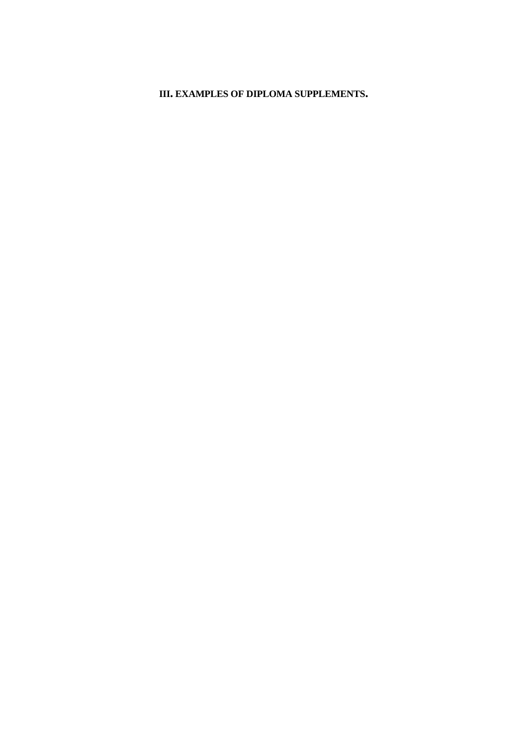# III. EXAMPLES OF DIPLOMA SUPPLEMENTS.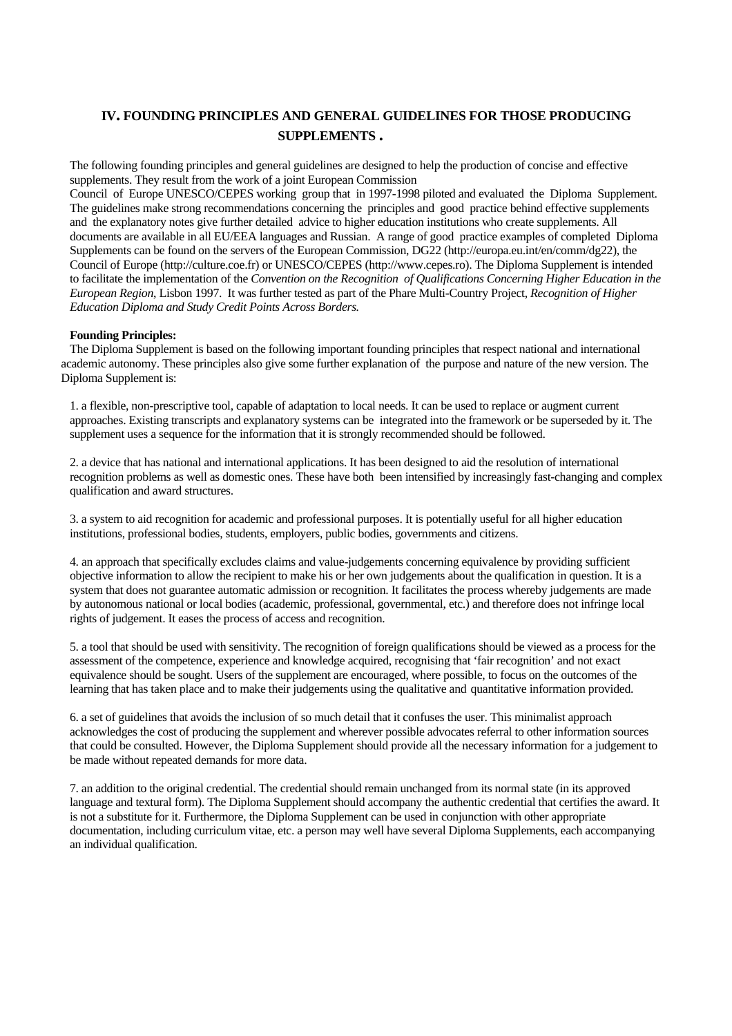## IV. FOUNDING PRINCIPLES AND GENERAL GUIDELINES FOR THOSE PRODUCING SUPPLEMENTS .

The following founding principles and general guidelines are designed to help the production of concise and effective supplements. They result from the work of a joint European Commission Council of Europe UNESCO/CEPES working group that in 1997-1998 piloted and evaluated the Diploma Supplement. The guidelines make strong recommendations concerning the principles and good practice behind effective supplements and the explanatory notes give further detailed advice to higher education institutions who create supplements. All documents are available in all EU/EEA languages and Russian. A range of good practice examples of completed Diploma Supplements can be found on the servers of the European Commission, DG22 (http://europa.eu.int/en/comm/dg22), the Council of Europe (http://culture.coe.fr) or UNESCO/CEPES (http://www.cepes.ro). The Diploma Supplement is intended to facilitate the implementation of the *Convention on the Recognition of Qualifications Concerning Higher Education in the European Region*, Lisbon 1997. It was further tested as part of the Phare Multi-Country Project, *Recognition of Higher Education Diploma and Study Credit Points Across Borders.*

**Founding Principles:**

The Diploma Supplement is based on the following important founding principles that respect national and international academic autonomy. These principles also give some further explanation of the purpose and nature of the new version. The Diploma Supplement is:

1. a flexible, non-prescriptive tool, capable of adaptation to local needs. It can be used to replace or augment current approaches. Existing transcripts and explanatory systems can be integrated into the framework or be superseded by it. The supplement uses a sequence for the information that it is strongly recommended should be followed.

2. a device that has national and international applications. It has been designed to aid the resolution of international recognition problems as well as domestic ones. These have both been intensified by increasingly fast-changing and complex qualification and award structures.

3. a system to aid recognition for academic and professional purposes. It is potentially useful for all higher education institutions, professional bodies, students, employers, public bodies, governments and citizens.

4. an approach that specifically excludes claims and value-judgements concerning equivalence by providing sufficient objective information to allow the recipient to make his or her own judgements about the qualification in question. It is a system that does not guarantee automatic admission or recognition. It facilitates the process whereby judgements are made by autonomous national or local bodies (academic, professional, governmental, etc.) and therefore does not infringe local rights of judgement. It eases the process of access and recognition.

5. a tool that should be used with sensitivity. The recognition of foreign qualifications should be viewed as a process for the assessment of the competence, experience and knowledge acquired, recognising that 'fair recognition' and not exact equivalence should be sought. Users of the supplement are encouraged, where possible, to focus on the outcomes of the learning that has taken place and to make their judgements using the qualitative and quantitative information provided.

6. a set of guidelines that avoids the inclusion of so much detail that it confuses the user. This minimalist approach acknowledges the cost of producing the supplement and wherever possible advocates referral to other information sources that could be consulted. However, the Diploma Supplement should provide all the necessary information for a judgement to be made without repeated demands for more data.

7. an addition to the original credential. The credential should remain unchanged from its normal state (in its approved language and textural form). The Diploma Supplement should accompany the authentic credential that certifies the award. It is not a substitute for it. Furthermore, the Diploma Supplement can be used in conjunction with other appropriate documentation, including curriculum vitae, etc. a person may well have several Diploma Supplements, each accompanying an individual qualification.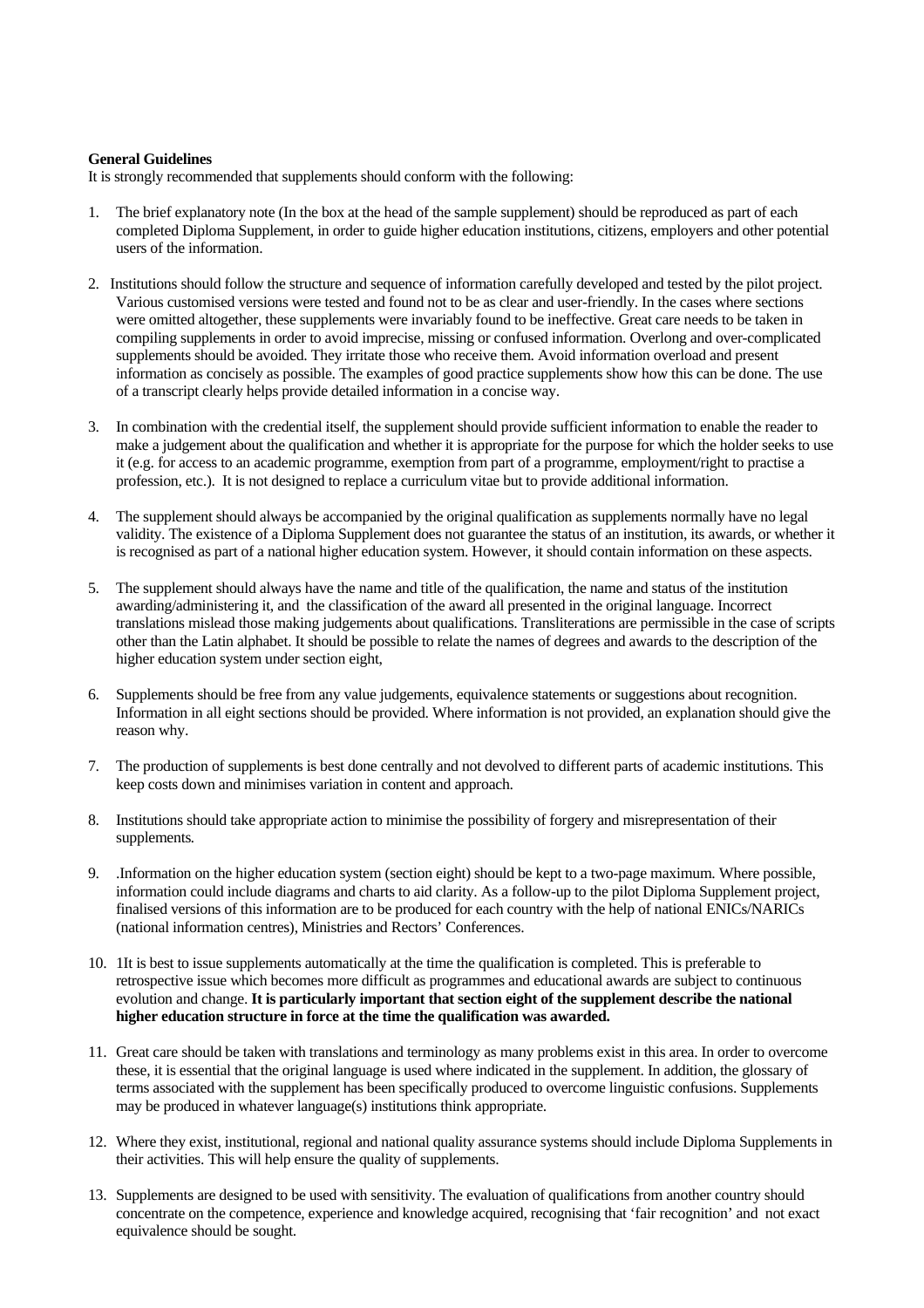**General Guidelines**

It is strongly recommended that supplements should conform with the following:

1. The brief explanatory note (In the box at the head of the sample supplement) should be reproduced as part of each completed Diploma Supplement, in order to guide higher education institutions, citizens, employers and other potential users of the information.

2. Institutions should follow the structure and sequence of information carefully developed and tested by the pilot project. Various customised versions were tested and found not to be as clear and user-friendly. In the cases where sections were omitted altogether, these supplements were invariably found to be ineffective. Great care needs to be taken in compiling supplements in order to avoid imprecise, missing or confused information. Overlong and over-complicated supplements should be avoided. They irritate those who receive them. Avoid information overload and present information as concisely as possible. The examples of good practice supplements show how this can be done. The use of a transcript clearly helps provide detailed information in a concise way.

3. In combination with the credential itself, the supplement should provide sufficient information to enable the reader to make a judgement about the qualification and whether it is appropriate for the purpose for which the holder seeks to use it (e.g. for access to an academic programme, exemption from part of a programme, employment/right to practise a profession, etc.). It is not designed to replace a curriculum vitae but to provide additional information.

4. The supplement should always be accompanied by the original qualification as supplements normally have no legal validity. The existence of a Diploma Supplement does not guarantee the status of an institution, its awards, or whether it is recognised as part of a national higher education system. However, it should contain information on these aspects.

5. The supplement should always have the name and title of the qualification, the name and status of the institution awarding/administering it, and the classification of the award all presented in the original language. Incorrect translations mislead those making judgements about qualifications. Transliterations are permissible in the case of scripts other than the Latin alphabet. It should be possible to relate the names of degrees and awards to the description of the higher education system under section eight,

6. Supplements should be free from any value judgements, equivalence statements or suggestions about recognition. Information in all eight sections should be provided. Where information is not provided, an explanation should give the reason why.

7. The production of supplements is best done centrally and not devolved to different parts of academic institutions. This keep costs down and minimises variation in content and approach.

8. Institutions should take appropriate action to minimise the possibility of forgery and misrepresentation of their supplements.

9. .Information on the higher education system (section eight) should be kept to a two-page maximum. Where possible, information could include diagrams and charts to aid clarity. As a follow-up to the pilot Diploma Supplement project, finalised versions of this information are to be produced for each country with the help of national ENICs/NARICs (national information centres), Ministries and Rectors' Conferences.

10. 1It is best to issue supplements automatically at the time the qualification is completed. This is preferable to retrospective issue which becomes more difficult as programmes and educational awards are subject to continuous evolution and change. **It is particularly important that section eight of the supplement describe the national higher education structure in force at the time the qualification was awarded.**

11. Great care should be taken with translations and terminology as many problems exist in this area. In order to overcome these, it is essential that the original language is used where indicated in the supplement. In addition, the glossary of terms associated with the supplement has been specifically produced to overcome linguistic confusions. Supplements may be produced in whatever language(s) institutions think appropriate.

12. Where they exist, institutional, regional and national quality assurance systems should include Diploma Supplements in their activities. This will help ensure the quality of supplements.

13. Supplements are designed to be used with sensitivity. The evaluation of qualifications from another country should concentrate on the competence, experience and knowledge acquired, recognising that 'fair recognition' and not exact equivalence should be sought.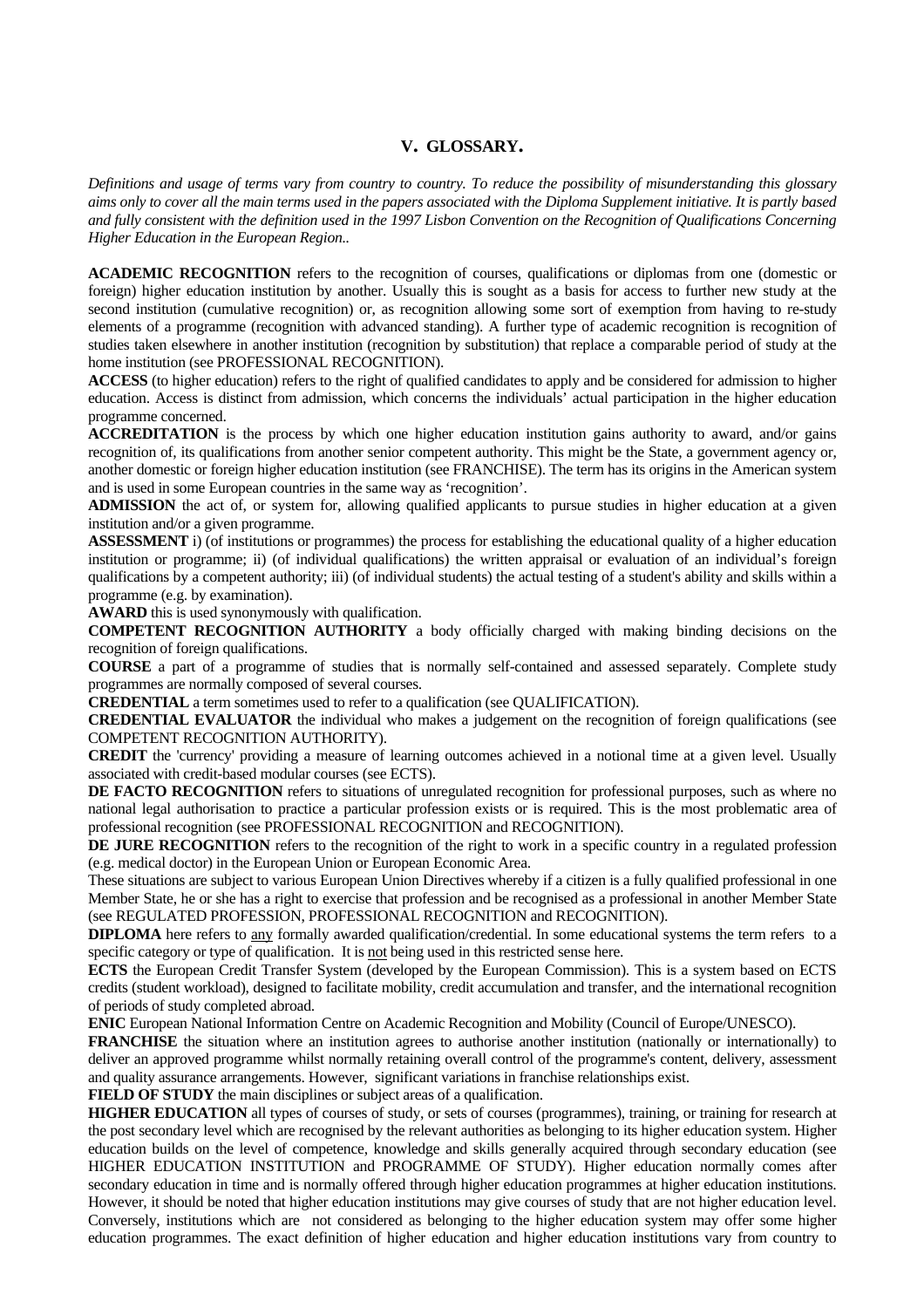## V. GLOSSARY.

*Definitions and usage of terms vary from country to country. To reduce the possibility of misunderstanding this glossary aims only to cover all the main terms used in the papers associated with the Diploma Supplement initiative. It is partly based and fully consistent with the definition used in the 1997 Lisbon Convention on the Recognition of Qualifications Concerning Higher Education in the European Region..*

**ACADEMIC RECOGNITION** refers to the recognition of courses, qualifications or diplomas from one (domestic or foreign) higher education institution by another. Usually this is sought as a basis for access to further new study at the second institution (cumulative recognition) or, as recognition allowing some sort of exemption from having to re-study elements of a programme (recognition with advanced standing). A further type of academic recognition is recognition of studies taken elsewhere in another institution (recognition by substitution) that replace a comparable period of study at the home institution (see PROFESSIONAL RECOGNITION).

**ACCESS** (to higher education) refers to the right of qualified candidates to apply and be considered for admission to higher education. Access is distinct from admission, which concerns the individuals' actual participation in the higher education programme concerned.

**ACCREDITATION** is the process by which one higher education institution gains authority to award, and/or gains recognition of, its qualifications from another senior competent authority. This might be the State, a government agency or, another domestic or foreign higher education institution (see FRANCHISE). The term has its origins in the American system and is used in some European countries in the same way as 'recognition'.

**ADMISSION** the act of, or system for, allowing qualified applicants to pursue studies in higher education at a given institution and/or a given programme.

**ASSESSMENT** i) (of institutions or programmes) the process for establishing the educational quality of a higher education institution or programme; ii) (of individual qualifications) the written appraisal or evaluation of an individual's foreign qualifications by a competent authority; iii) (of individual students) the actual testing of a student's ability and skills within a programme (e.g. by examination).

**AWARD** this is used synonymously with qualification.

**COMPETENT RECOGNITION AUTHORITY** a body officially charged with making binding decisions on the recognition of foreign qualifications.

**COURSE** a part of a programme of studies that is normally self-contained and assessed separately. Complete study programmes are normally composed of several courses.

**CREDENTIAL** a term sometimes used to refer to a qualification (see QUALIFICATION).

**CREDENTIAL EVALUATOR** the individual who makes a judgement on the recognition of foreign qualifications (see COMPETENT RECOGNITION AUTHORITY).

**CREDIT** the 'currency' providing a measure of learning outcomes achieved in a notional time at a given level. Usually associated with credit-based modular courses (see ECTS).

**DE FACTO RECOGNITION** refers to situations of unregulated recognition for professional purposes, such as where no national legal authorisation to practice a particular profession exists or is required. This is the most problematic area of professional recognition (see PROFESSIONAL RECOGNITION and RECOGNITION).

**DE JURE RECOGNITION** refers to the recognition of the right to work in a specific country in a regulated profession (e.g. medical doctor) in the European Union or European Economic Area.

These situations are subject to various European Union Directives whereby if a citizen is a fully qualified professional in one Member State, he or she has a right to exercise that profession and be recognised as a professional in another Member State (see REGULATED PROFESSION, PROFESSIONAL RECOGNITION and RECOGNITION).

**DIPLOMA** here refers to <u>any</u> formally awarded qualification/credential. In some educational systems the term refers to a specific category or type of qualification. It is <u>not</u> being used in this restricted sense here.

**ECTS** the European Credit Transfer System (developed by the European Commission). This is a system based on ECTS credits (student workload), designed to facilitate mobility, credit accumulation and transfer, and the international recognition of periods of study completed abroad.

**ENIC** European National Information Centre on Academic Recognition and Mobility (Council of Europe/UNESCO).

**FRANCHISE** the situation where an institution agrees to authorise another institution (nationally or internationally) to deliver an approved programme whilst normally retaining overall control of the programme's content, delivery, assessment and quality assurance arrangements. However, significant variations in franchise relationships exist.

**FIELD OF STUDY** the main disciplines or subject areas of a qualification.

**HIGHER EDUCATION** all types of courses of study, or sets of courses (programmes), training, or training for research at the post secondary level which are recognised by the relevant authorities as belonging to its higher education system. Higher education builds on the level of competence, knowledge and skills generally acquired through secondary education (see HIGHER EDUCATION INSTITUTION and PROGRAMME OF STUDY). Higher education normally comes after secondary education in time and is normally offered through higher education programmes at higher education institutions. However, it should be noted that higher education institutions may give courses of study that are not higher education level. Conversely, institutions which are not considered as belonging to the higher education system may offer some higher education programmes. The exact definition of higher education and higher education institutions vary from country to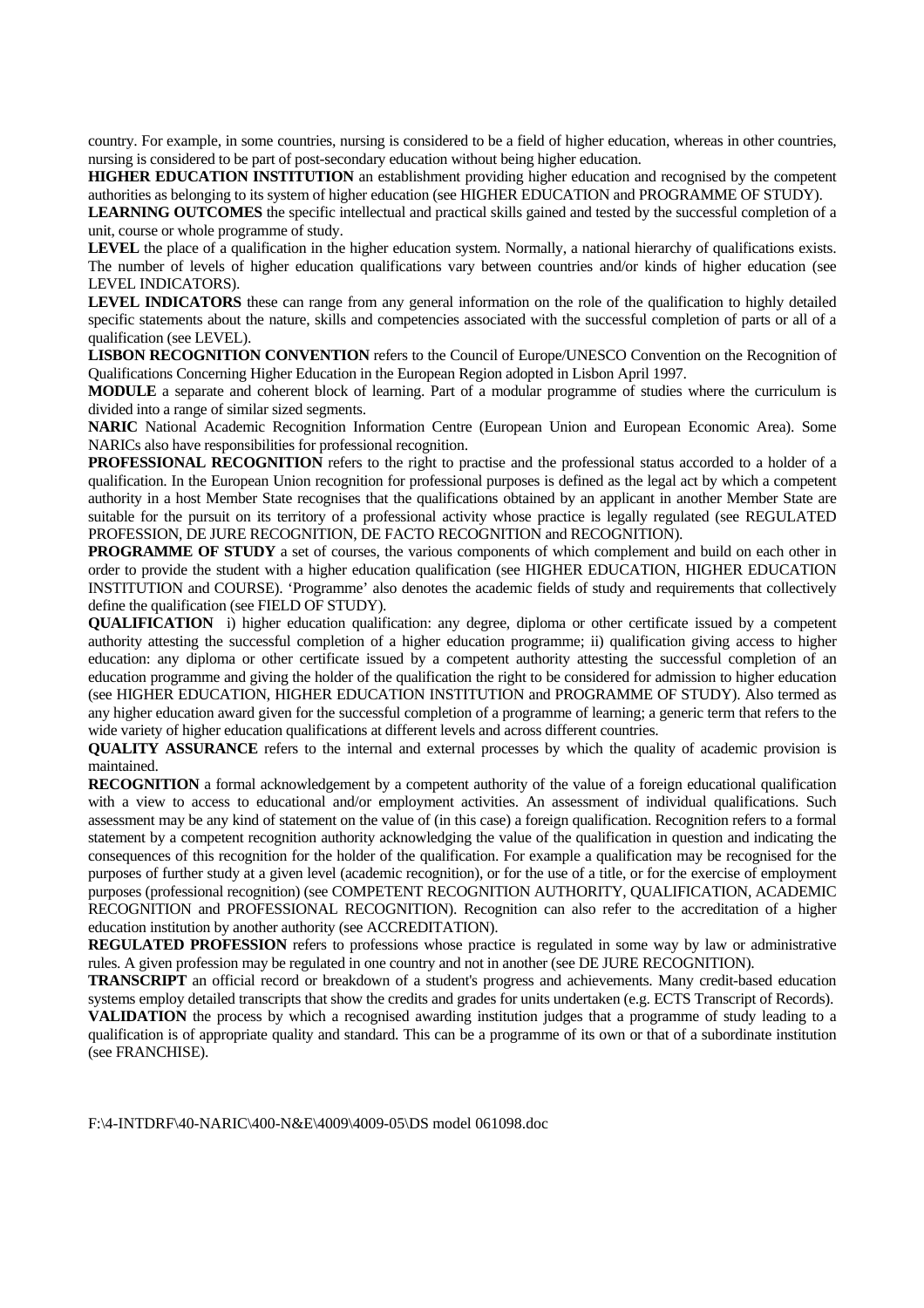country. For example, in some countries, nursing is considered to be a field of higher education, whereas in other countries, nursing is considered to be part of post-secondary education without being higher education.

**HIGHER EDUCATION INSTITUTION** an establishment providing higher education and recognised by the competent authorities as belonging to its system of higher education (see HIGHER EDUCATION and PROGRAMME OF STUDY).

**LEARNING OUTCOMES** the specific intellectual and practical skills gained and tested by the successful completion of a unit, course or whole programme of study.

**LEVEL** the place of a qualification in the higher education system. Normally, a national hierarchy of qualifications exists. The number of levels of higher education qualifications vary between countries and/or kinds of higher education (see LEVEL INDICATORS).

**LEVEL INDICATORS** these can range from any general information on the role of the qualification to highly detailed specific statements about the nature, skills and competencies associated with the successful completion of parts or all of a qualification (see LEVEL).

**LISBON RECOGNITION CONVENTION** refers to the Council of Europe/UNESCO Convention on the Recognition of Qualifications Concerning Higher Education in the European Region adopted in Lisbon April 1997.

**MODULE** a separate and coherent block of learning. Part of a modular programme of studies where the curriculum is divided into a range of similar sized segments.

**NARIC** National Academic Recognition Information Centre (European Union and European Economic Area). Some NARICs also have responsibilities for professional recognition.

**PROFESSIONAL RECOGNITION** refers to the right to practise and the professional status accorded to a holder of a qualification. In the European Union recognition for professional purposes is defined as the legal act by which a competent authority in a host Member State recognises that the qualifications obtained by an applicant in another Member State are suitable for the pursuit on its territory of a professional activity whose practice is legally regulated (see REGULATED PROFESSION, DE JURE RECOGNITION, DE FACTO RECOGNITION and RECOGNITION).

**PROGRAMME OF STUDY** a set of courses, the various components of which complement and build on each other in order to provide the student with a higher education qualification (see HIGHER EDUCATION, HIGHER EDUCATION INSTITUTION and COURSE). 'Programme' also denotes the academic fields of study and requirements that collectively define the qualification (see FIELD OF STUDY).

**QUALIFICATION** i) higher education qualification: any degree, diploma or other certificate issued by a competent authority attesting the successful completion of a higher education programme; ii) qualification giving access to higher education: any diploma or other certificate issued by a competent authority attesting the successful completion of an education programme and giving the holder of the qualification the right to be considered for admission to higher education (see HIGHER EDUCATION, HIGHER EDUCATION INSTITUTION and PROGRAMME OF STUDY). Also termed as any higher education award given for the successful completion of a programme of learning; a generic term that refers to the wide variety of higher education qualifications at different levels and across different countries.

**QUALITY ASSURANCE** refers to the internal and external processes by which the quality of academic provision is maintained.

**RECOGNITION** a formal acknowledgement by a competent authority of the value of a foreign educational qualification with a view to access to educational and/or employment activities. An assessment of individual qualifications. Such assessment may be any kind of statement on the value of (in this case) a foreign qualification. Recognition refers to a formal statement by a competent recognition authority acknowledging the value of the qualification in question and indicating the consequences of this recognition for the holder of the qualification. For example a qualification may be recognised for the purposes of further study at a given level (academic recognition), or for the use of a title, or for the exercise of employment purposes (professional recognition) (see COMPETENT RECOGNITION AUTHORITY, QUALIFICATION, ACADEMIC RECOGNITION and PROFESSIONAL RECOGNITION). Recognition can also refer to the accreditation of a higher education institution by another authority (see ACCREDITATION).

**REGULATED PROFESSION** refers to professions whose practice is regulated in some way by law or administrative rules. A given profession may be regulated in one country and not in another (see DE JURE RECOGNITION).

**TRANSCRIPT** an official record or breakdown of a student's progress and achievements. Many credit-based education systems employ detailed transcripts that show the credits and grades for units undertaken (e.g. ECTS Transcript of Records).

**VALIDATION** the process by which a recognised awarding institution judges that a programme of study leading to a qualification is of appropriate quality and standard. This can be a programme of its own or that of a subordinate institution (see FRANCHISE).